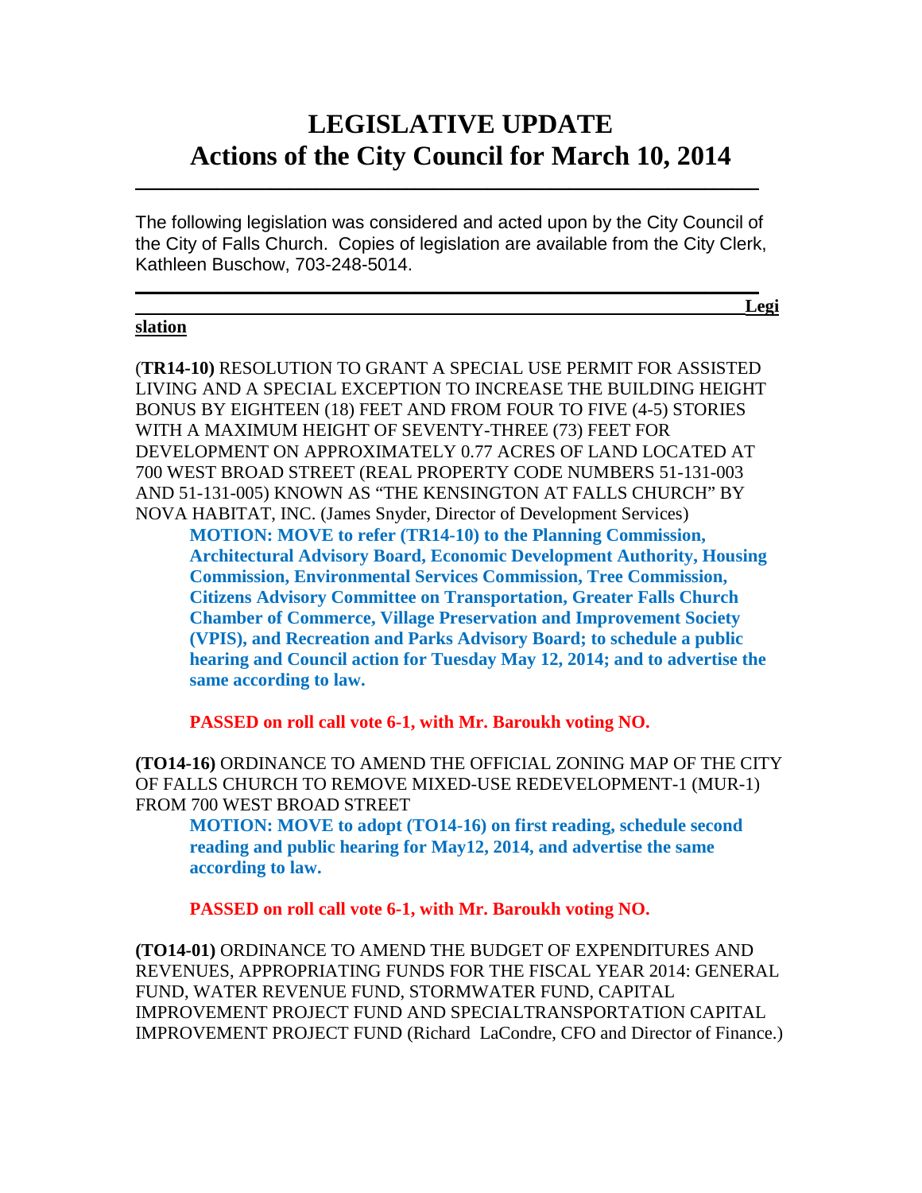# LEGISLATIVE UPDATE
# Actions of the City Council for March 10, 2014

The following legislation was considered and acted upon by the City Council of the City of Falls Church. Copies of legislation are available from the City Clerk, Kathleen Buschow, 703-248-5014.

**Legislation**

(**TR14-10)** RESOLUTION TO GRANT A SPECIAL USE PERMIT FOR ASSISTED LIVING AND A SPECIAL EXCEPTION TO INCREASE THE BUILDING HEIGHT BONUS BY EIGHTEEN (18) FEET AND FROM FOUR TO FIVE (4-5) STORIES WITH A MAXIMUM HEIGHT OF SEVENTY-THREE (73) FEET FOR DEVELOPMENT ON APPROXIMATELY 0.77 ACRES OF LAND LOCATED AT 700 WEST BROAD STREET (REAL PROPERTY CODE NUMBERS 51-131-003 AND 51-131-005) KNOWN AS "THE KENSINGTON AT FALLS CHURCH" BY NOVA HABITAT, INC. (James Snyder, Director of Development Services)

> **MOTION: MOVE to refer (TR14-10) to the Planning Commission, Architectural Advisory Board, Economic Development Authority, Housing Commission, Environmental Services Commission, Tree Commission, Citizens Advisory Committee on Transportation, Greater Falls Church Chamber of Commerce, Village Preservation and Improvement Society (VPIS), and Recreation and Parks Advisory Board; to schedule a public hearing and Council action for Tuesday May 12, 2014; and to advertise the same according to law.**
>
> **PASSED on roll call vote 6-1, with Mr. Baroukh voting NO.**

**(TO14-16)** ORDINANCE TO AMEND THE OFFICIAL ZONING MAP OF THE CITY OF FALLS CHURCH TO REMOVE MIXED-USE REDEVELOPMENT-1 (MUR-1) FROM 700 WEST BROAD STREET

> **MOTION: MOVE to adopt (TO14-16) on first reading, schedule second reading and public hearing for May12, 2014, and advertise the same according to law.**
>
> **PASSED on roll call vote 6-1, with Mr. Baroukh voting NO.**

**(TO14-01)** ORDINANCE TO AMEND THE BUDGET OF EXPENDITURES AND REVENUES, APPROPRIATING FUNDS FOR THE FISCAL YEAR 2014: GENERAL FUND, WATER REVENUE FUND, STORMWATER FUND, CAPITAL IMPROVEMENT PROJECT FUND AND SPECIALTRANSPORTATION CAPITAL IMPROVEMENT PROJECT FUND (Richard LaCondre, CFO and Director of Finance.)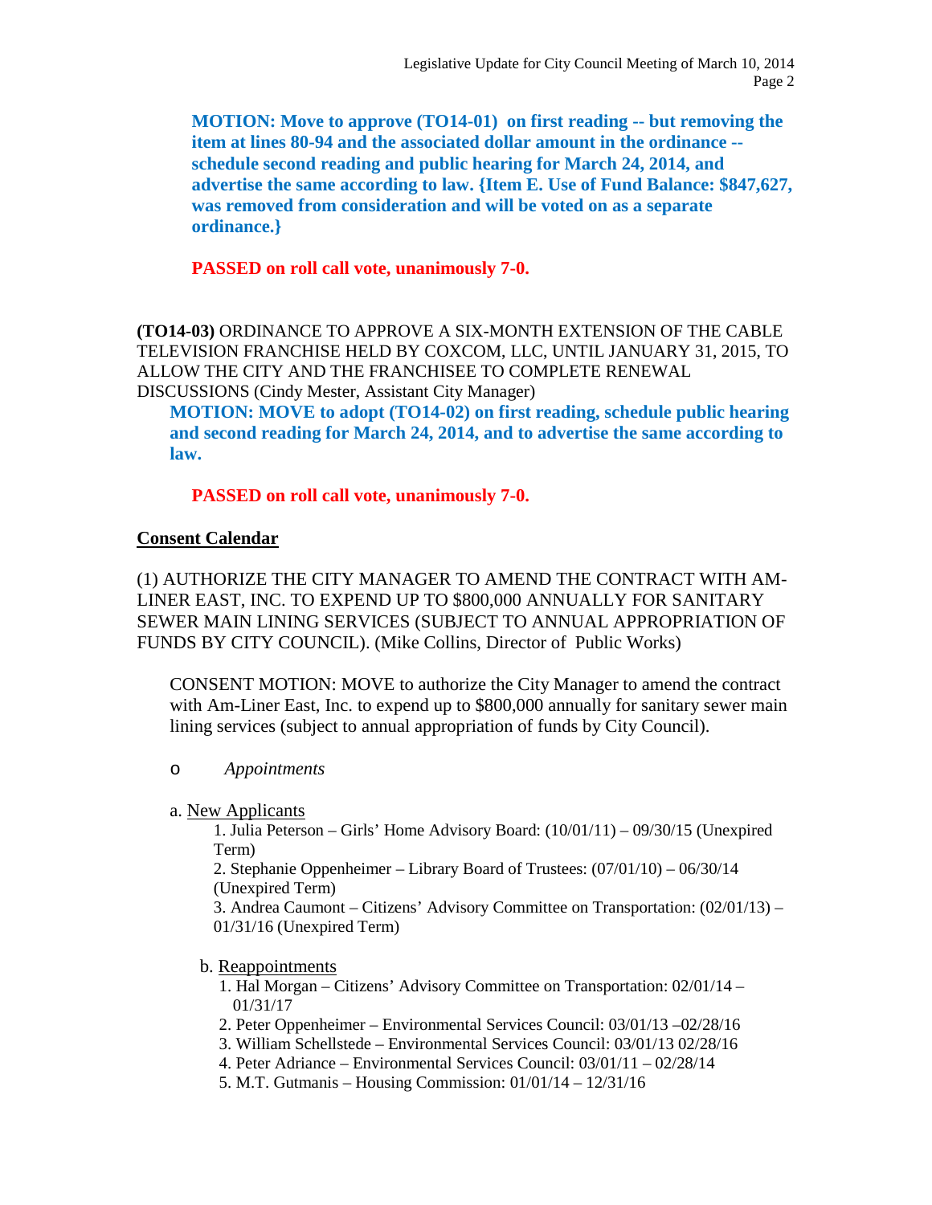**MOTION: Move to approve (TO14-01) on first reading -- but removing the item at lines 80-94 and the associated dollar amount in the ordinance -- schedule second reading and public hearing for March 24, 2014, and advertise the same according to law. {Item E. Use of Fund Balance: $847,627, was removed from consideration and will be voted on as a separate ordinance.}**

**PASSED on roll call vote, unanimously 7-0.**

**(TO14-03)** ORDINANCE TO APPROVE A SIX-MONTH EXTENSION OF THE CABLE TELEVISION FRANCHISE HELD BY COXCOM, LLC, UNTIL JANUARY 31, 2015, TO ALLOW THE CITY AND THE FRANCHISEE TO COMPLETE RENEWAL DISCUSSIONS (Cindy Mester, Assistant City Manager)

**MOTION: MOVE to adopt (TO14-02) on first reading, schedule public hearing and second reading for March 24, 2014, and to advertise the same according to law.**

**PASSED on roll call vote, unanimously 7-0.**

## Consent Calendar

(1) AUTHORIZE THE CITY MANAGER TO AMEND THE CONTRACT WITH AM-LINER EAST, INC. TO EXPEND UP TO $800,000 ANNUALLY FOR SANITARY SEWER MAIN LINING SERVICES (SUBJECT TO ANNUAL APPROPRIATION OF FUNDS BY CITY COUNCIL). (Mike Collins, Director of Public Works)

CONSENT MOTION: MOVE to authorize the City Manager to amend the contract with Am-Liner East, Inc. to expend up to $800,000 annually for sanitary sewer main lining services (subject to annual appropriation of funds by City Council).

- *Appointments*

a. New Applicants

1. Julia Peterson – Girls' Home Advisory Board: (10/01/11) – 09/30/15 (Unexpired Term)
2. Stephanie Oppenheimer – Library Board of Trustees: (07/01/10) – 06/30/14 (Unexpired Term)
3. Andrea Caumont – Citizens' Advisory Committee on Transportation: (02/01/13) – 01/31/16 (Unexpired Term)

b. Reappointments

1. Hal Morgan – Citizens' Advisory Committee on Transportation: 02/01/14 – 01/31/17
2. Peter Oppenheimer – Environmental Services Council: 03/01/13 –02/28/16
3. William Schellstede – Environmental Services Council: 03/01/13 02/28/16
4. Peter Adriance – Environmental Services Council: 03/01/11 – 02/28/14
5. M.T. Gutmanis – Housing Commission: 01/01/14 – 12/31/16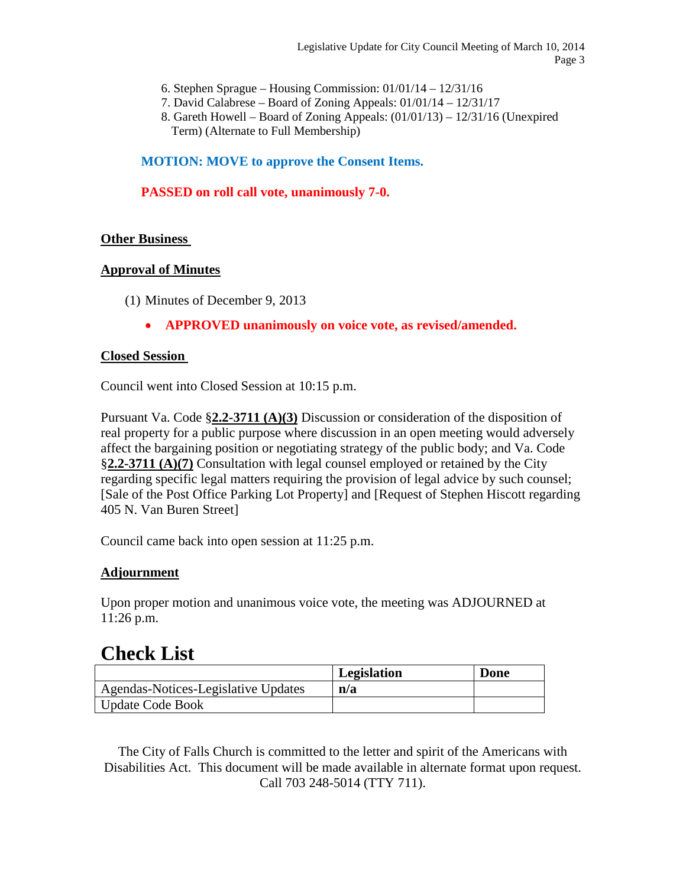6. Stephen Sprague – Housing Commission: 01/01/14 – 12/31/16
7. David Calabrese – Board of Zoning Appeals: 01/01/14 – 12/31/17
8. Gareth Howell – Board of Zoning Appeals: (01/01/13) – 12/31/16 (Unexpired Term) (Alternate to Full Membership)

**MOTION: MOVE to approve the Consent Items.**

**PASSED on roll call vote, unanimously 7-0.**

**Other Business**

**Approval of Minutes**

(1) Minutes of December 9, 2013

- **APPROVED unanimously on voice vote, as revised/amended.**

**Closed Session**

Council went into Closed Session at 10:15 p.m.

Pursuant Va. Code §**2.2-3711 (A)(3)** Discussion or consideration of the disposition of real property for a public purpose where discussion in an open meeting would adversely affect the bargaining position or negotiating strategy of the public body; and Va. Code §**2.2-3711 (A)(7)** Consultation with legal counsel employed or retained by the City regarding specific legal matters requiring the provision of legal advice by such counsel; [Sale of the Post Office Parking Lot Property] and [Request of Stephen Hiscott regarding 405 N. Van Buren Street]

Council came back into open session at 11:25 p.m.

**Adjournment**

Upon proper motion and unanimous voice vote, the meeting was ADJOURNED at 11:26 p.m.

# Check List

| | Legislation | Done |
|---|---|---|
| Agendas-Notices-Legislative Updates | **n/a** | |
| Update Code Book | | |

The City of Falls Church is committed to the letter and spirit of the Americans with Disabilities Act. This document will be made available in alternate format upon request. Call 703 248-5014 (TTY 711).